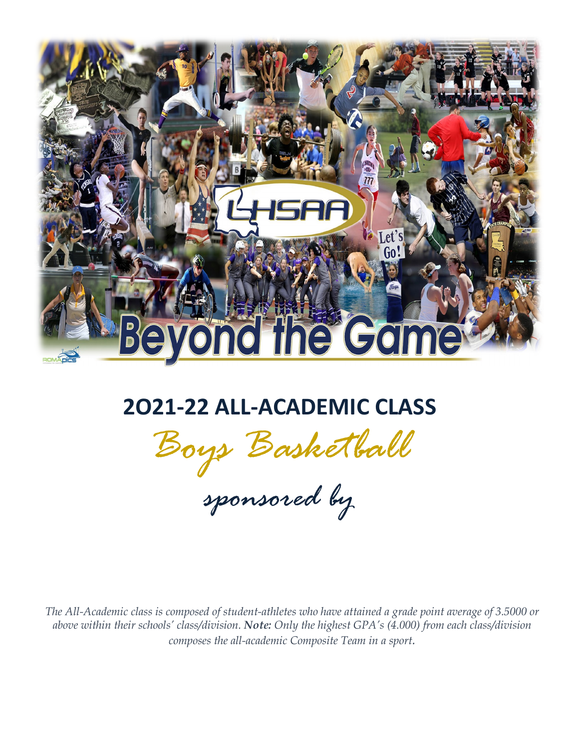# 2O21-22 ALL-ACADEMIC CLASS

## Boys Basketball

sponsored by

*The All-Academic class is composed of student-athletes who have attained a grade point average of 3.5000 or above within their schools' class/division. **Note:** Only the highest GPA's (4.000) from each class/division composes the all-academic Composite Team in a sport.*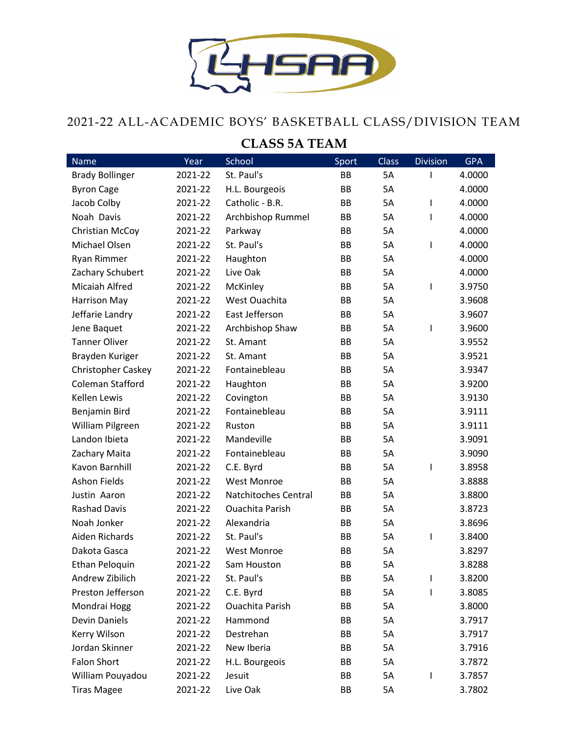## 2021-22 ALL-ACADEMIC BOYS' BASKETBALL CLASS/DIVISION TEAM

### CLASS 5A TEAM

| Name | Year | School | Sport | Class | Division | GPA |
|---|---|---|---|---|---|---|
| Brady Bollinger | 2021-22 | St. Paul's | BB | 5A | I | 4.0000 |
| Byron Cage | 2021-22 | H.L. Bourgeois | BB | 5A | | 4.0000 |
| Jacob Colby | 2021-22 | Catholic - B.R. | BB | 5A | I | 4.0000 |
| Noah Davis | 2021-22 | Archbishop Rummel | BB | 5A | I | 4.0000 |
| Christian McCoy | 2021-22 | Parkway | BB | 5A | | 4.0000 |
| Michael Olsen | 2021-22 | St. Paul's | BB | 5A | I | 4.0000 |
| Ryan Rimmer | 2021-22 | Haughton | BB | 5A | | 4.0000 |
| Zachary Schubert | 2021-22 | Live Oak | BB | 5A | | 4.0000 |
| Micaiah Alfred | 2021-22 | McKinley | BB | 5A | I | 3.9750 |
| Harrison May | 2021-22 | West Ouachita | BB | 5A | | 3.9608 |
| Jeffarie Landry | 2021-22 | East Jefferson | BB | 5A | | 3.9607 |
| Jene Baquet | 2021-22 | Archbishop Shaw | BB | 5A | I | 3.9600 |
| Tanner Oliver | 2021-22 | St. Amant | BB | 5A | | 3.9552 |
| Brayden Kuriger | 2021-22 | St. Amant | BB | 5A | | 3.9521 |
| Christopher Caskey | 2021-22 | Fontainebleau | BB | 5A | | 3.9347 |
| Coleman Stafford | 2021-22 | Haughton | BB | 5A | | 3.9200 |
| Kellen Lewis | 2021-22 | Covington | BB | 5A | | 3.9130 |
| Benjamin Bird | 2021-22 | Fontainebleau | BB | 5A | | 3.9111 |
| William Pilgreen | 2021-22 | Ruston | BB | 5A | | 3.9111 |
| Landon Ibieta | 2021-22 | Mandeville | BB | 5A | | 3.9091 |
| Zachary Maita | 2021-22 | Fontainebleau | BB | 5A | | 3.9090 |
| Kavon Barnhill | 2021-22 | C.E. Byrd | BB | 5A | I | 3.8958 |
| Ashon Fields | 2021-22 | West Monroe | BB | 5A | | 3.8888 |
| Justin Aaron | 2021-22 | Natchitoches Central | BB | 5A | | 3.8800 |
| Rashad Davis | 2021-22 | Ouachita Parish | BB | 5A | | 3.8723 |
| Noah Jonker | 2021-22 | Alexandria | BB | 5A | | 3.8696 |
| Aiden Richards | 2021-22 | St. Paul's | BB | 5A | I | 3.8400 |
| Dakota Gasca | 2021-22 | West Monroe | BB | 5A | | 3.8297 |
| Ethan Peloquin | 2021-22 | Sam Houston | BB | 5A | | 3.8288 |
| Andrew Zibilich | 2021-22 | St. Paul's | BB | 5A | I | 3.8200 |
| Preston Jefferson | 2021-22 | C.E. Byrd | BB | 5A | I | 3.8085 |
| Mondrai Hogg | 2021-22 | Ouachita Parish | BB | 5A | | 3.8000 |
| Devin Daniels | 2021-22 | Hammond | BB | 5A | | 3.7917 |
| Kerry Wilson | 2021-22 | Destrehan | BB | 5A | | 3.7917 |
| Jordan Skinner | 2021-22 | New Iberia | BB | 5A | | 3.7916 |
| Falon Short | 2021-22 | H.L. Bourgeois | BB | 5A | | 3.7872 |
| William Pouyadou | 2021-22 | Jesuit | BB | 5A | I | 3.7857 |
| Tiras Magee | 2021-22 | Live Oak | BB | 5A | | 3.7802 |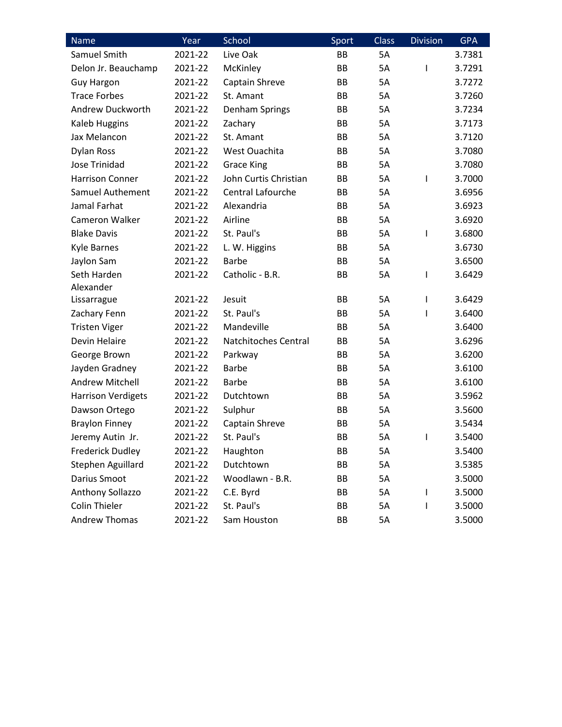| Name | Year | School | Sport | Class | Division | GPA |
|---|---|---|---|---|---|---|
| Samuel Smith | 2021-22 | Live Oak | BB | 5A | | 3.7381 |
| Delon Jr. Beauchamp | 2021-22 | McKinley | BB | 5A | I | 3.7291 |
| Guy Hargon | 2021-22 | Captain Shreve | BB | 5A | | 3.7272 |
| Trace Forbes | 2021-22 | St. Amant | BB | 5A | | 3.7260 |
| Andrew Duckworth | 2021-22 | Denham Springs | BB | 5A | | 3.7234 |
| Kaleb Huggins | 2021-22 | Zachary | BB | 5A | | 3.7173 |
| Jax Melancon | 2021-22 | St. Amant | BB | 5A | | 3.7120 |
| Dylan Ross | 2021-22 | West Ouachita | BB | 5A | | 3.7080 |
| Jose Trinidad | 2021-22 | Grace King | BB | 5A | | 3.7080 |
| Harrison Conner | 2021-22 | John Curtis Christian | BB | 5A | I | 3.7000 |
| Samuel Authement | 2021-22 | Central Lafourche | BB | 5A | | 3.6956 |
| Jamal Farhat | 2021-22 | Alexandria | BB | 5A | | 3.6923 |
| Cameron Walker | 2021-22 | Airline | BB | 5A | | 3.6920 |
| Blake Davis | 2021-22 | St. Paul's | BB | 5A | I | 3.6800 |
| Kyle Barnes | 2021-22 | L. W. Higgins | BB | 5A | | 3.6730 |
| Jaylon Sam | 2021-22 | Barbe | BB | 5A | | 3.6500 |
| Seth Harden | 2021-22 | Catholic - B.R. | BB | 5A | I | 3.6429 |
| Alexander Lissarrague | 2021-22 | Jesuit | BB | 5A | I | 3.6429 |
| Zachary Fenn | 2021-22 | St. Paul's | BB | 5A | I | 3.6400 |
| Tristen Viger | 2021-22 | Mandeville | BB | 5A | | 3.6400 |
| Devin Helaire | 2021-22 | Natchitoches Central | BB | 5A | | 3.6296 |
| George Brown | 2021-22 | Parkway | BB | 5A | | 3.6200 |
| Jayden Gradney | 2021-22 | Barbe | BB | 5A | | 3.6100 |
| Andrew Mitchell | 2021-22 | Barbe | BB | 5A | | 3.6100 |
| Harrison Verdigets | 2021-22 | Dutchtown | BB | 5A | | 3.5962 |
| Dawson Ortego | 2021-22 | Sulphur | BB | 5A | | 3.5600 |
| Braylon Finney | 2021-22 | Captain Shreve | BB | 5A | | 3.5434 |
| Jeremy Autin Jr. | 2021-22 | St. Paul's | BB | 5A | I | 3.5400 |
| Frederick Dudley | 2021-22 | Haughton | BB | 5A | | 3.5400 |
| Stephen Aguillard | 2021-22 | Dutchtown | BB | 5A | | 3.5385 |
| Darius Smoot | 2021-22 | Woodlawn - B.R. | BB | 5A | | 3.5000 |
| Anthony Sollazzo | 2021-22 | C.E. Byrd | BB | 5A | I | 3.5000 |
| Colin Thieler | 2021-22 | St. Paul's | BB | 5A | I | 3.5000 |
| Andrew Thomas | 2021-22 | Sam Houston | BB | 5A | | 3.5000 |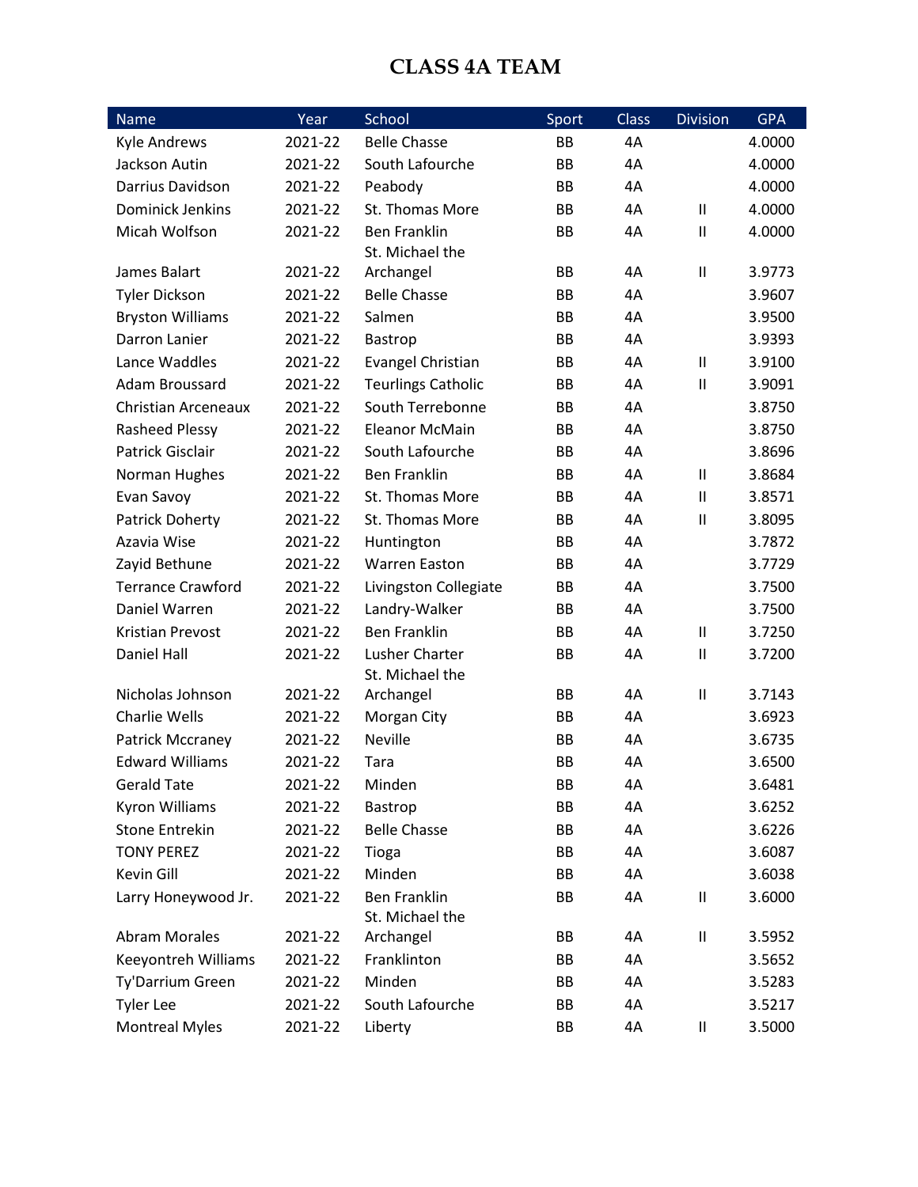# CLASS 4A TEAM

| Name | Year | School | Sport | Class | Division | GPA |
|---|---|---|---|---|---|---|
| Kyle Andrews | 2021-22 | Belle Chasse | BB | 4A | | 4.0000 |
| Jackson Autin | 2021-22 | South Lafourche | BB | 4A | | 4.0000 |
| Darrius Davidson | 2021-22 | Peabody | BB | 4A | | 4.0000 |
| Dominick Jenkins | 2021-22 | St. Thomas More | BB | 4A | II | 4.0000 |
| Micah Wolfson | 2021-22 | Ben Franklin | BB | 4A | II | 4.0000 |
| James Balart | 2021-22 | St. Michael the Archangel | BB | 4A | II | 3.9773 |
| Tyler Dickson | 2021-22 | Belle Chasse | BB | 4A | | 3.9607 |
| Bryston Williams | 2021-22 | Salmen | BB | 4A | | 3.9500 |
| Darron Lanier | 2021-22 | Bastrop | BB | 4A | | 3.9393 |
| Lance Waddles | 2021-22 | Evangel Christian | BB | 4A | II | 3.9100 |
| Adam Broussard | 2021-22 | Teurlings Catholic | BB | 4A | II | 3.9091 |
| Christian Arceneaux | 2021-22 | South Terrebonne | BB | 4A | | 3.8750 |
| Rasheed Plessy | 2021-22 | Eleanor McMain | BB | 4A | | 3.8750 |
| Patrick Gisclair | 2021-22 | South Lafourche | BB | 4A | | 3.8696 |
| Norman Hughes | 2021-22 | Ben Franklin | BB | 4A | II | 3.8684 |
| Evan Savoy | 2021-22 | St. Thomas More | BB | 4A | II | 3.8571 |
| Patrick Doherty | 2021-22 | St. Thomas More | BB | 4A | II | 3.8095 |
| Azavia Wise | 2021-22 | Huntington | BB | 4A | | 3.7872 |
| Zayid Bethune | 2021-22 | Warren Easton | BB | 4A | | 3.7729 |
| Terrance Crawford | 2021-22 | Livingston Collegiate | BB | 4A | | 3.7500 |
| Daniel Warren | 2021-22 | Landry-Walker | BB | 4A | | 3.7500 |
| Kristian Prevost | 2021-22 | Ben Franklin | BB | 4A | II | 3.7250 |
| Daniel Hall | 2021-22 | Lusher Charter | BB | 4A | II | 3.7200 |
| Nicholas Johnson | 2021-22 | St. Michael the Archangel | BB | 4A | II | 3.7143 |
| Charlie Wells | 2021-22 | Morgan City | BB | 4A | | 3.6923 |
| Patrick Mccraney | 2021-22 | Neville | BB | 4A | | 3.6735 |
| Edward Williams | 2021-22 | Tara | BB | 4A | | 3.6500 |
| Gerald Tate | 2021-22 | Minden | BB | 4A | | 3.6481 |
| Kyron Williams | 2021-22 | Bastrop | BB | 4A | | 3.6252 |
| Stone Entrekin | 2021-22 | Belle Chasse | BB | 4A | | 3.6226 |
| TONY PEREZ | 2021-22 | Tioga | BB | 4A | | 3.6087 |
| Kevin Gill | 2021-22 | Minden | BB | 4A | | 3.6038 |
| Larry Honeywood Jr. | 2021-22 | Ben Franklin | BB | 4A | II | 3.6000 |
| Abram Morales | 2021-22 | St. Michael the Archangel | BB | 4A | II | 3.5952 |
| Keeyontreh Williams | 2021-22 | Franklinton | BB | 4A | | 3.5652 |
| Ty'Darrium Green | 2021-22 | Minden | BB | 4A | | 3.5283 |
| Tyler Lee | 2021-22 | South Lafourche | BB | 4A | | 3.5217 |
| Montreal Myles | 2021-22 | Liberty | BB | 4A | II | 3.5000 |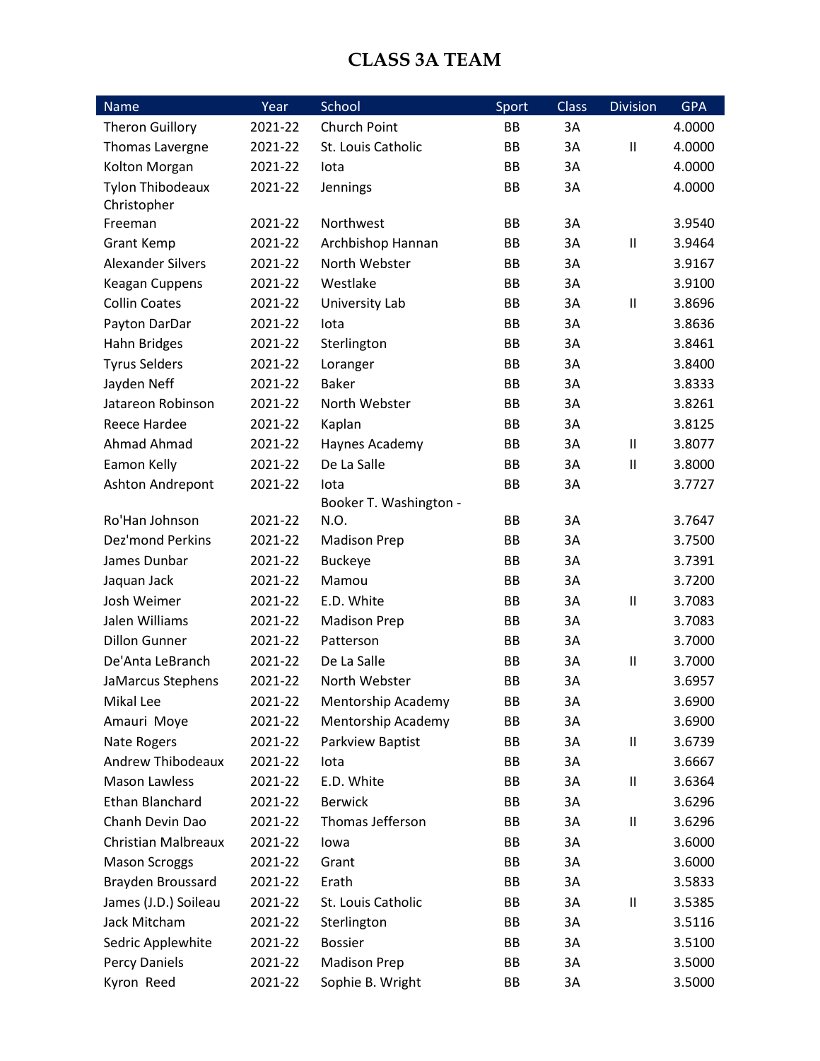# CLASS 3A TEAM

| Name | Year | School | Sport | Class | Division | GPA |
|---|---|---|---|---|---|---|
| Theron Guillory | 2021-22 | Church Point | BB | 3A | | 4.0000 |
| Thomas Lavergne | 2021-22 | St. Louis Catholic | BB | 3A | II | 4.0000 |
| Kolton Morgan | 2021-22 | Iota | BB | 3A | | 4.0000 |
| Tylon Thibodeaux | 2021-22 | Jennings | BB | 3A | | 4.0000 |
| Christopher Freeman | 2021-22 | Northwest | BB | 3A | | 3.9540 |
| Grant Kemp | 2021-22 | Archbishop Hannan | BB | 3A | II | 3.9464 |
| Alexander Silvers | 2021-22 | North Webster | BB | 3A | | 3.9167 |
| Keagan Cuppens | 2021-22 | Westlake | BB | 3A | | 3.9100 |
| Collin Coates | 2021-22 | University Lab | BB | 3A | II | 3.8696 |
| Payton DarDar | 2021-22 | Iota | BB | 3A | | 3.8636 |
| Hahn Bridges | 2021-22 | Sterlington | BB | 3A | | 3.8461 |
| Tyrus Selders | 2021-22 | Loranger | BB | 3A | | 3.8400 |
| Jayden Neff | 2021-22 | Baker | BB | 3A | | 3.8333 |
| Jatareon Robinson | 2021-22 | North Webster | BB | 3A | | 3.8261 |
| Reece Hardee | 2021-22 | Kaplan | BB | 3A | | 3.8125 |
| Ahmad Ahmad | 2021-22 | Haynes Academy | BB | 3A | II | 3.8077 |
| Eamon Kelly | 2021-22 | De La Salle | BB | 3A | II | 3.8000 |
| Ashton Andrepont | 2021-22 | Iota | BB | 3A | | 3.7727 |
| Ro'Han Johnson | 2021-22 | Booker T. Washington - N.O. | BB | 3A | | 3.7647 |
| Dez'mond Perkins | 2021-22 | Madison Prep | BB | 3A | | 3.7500 |
| James Dunbar | 2021-22 | Buckeye | BB | 3A | | 3.7391 |
| Jaquan Jack | 2021-22 | Mamou | BB | 3A | | 3.7200 |
| Josh Weimer | 2021-22 | E.D. White | BB | 3A | II | 3.7083 |
| Jalen Williams | 2021-22 | Madison Prep | BB | 3A | | 3.7083 |
| Dillon Gunner | 2021-22 | Patterson | BB | 3A | | 3.7000 |
| De'Anta LeBranch | 2021-22 | De La Salle | BB | 3A | II | 3.7000 |
| JaMarcus Stephens | 2021-22 | North Webster | BB | 3A | | 3.6957 |
| Mikal Lee | 2021-22 | Mentorship Academy | BB | 3A | | 3.6900 |
| Amauri Moye | 2021-22 | Mentorship Academy | BB | 3A | | 3.6900 |
| Nate Rogers | 2021-22 | Parkview Baptist | BB | 3A | II | 3.6739 |
| Andrew Thibodeaux | 2021-22 | Iota | BB | 3A | | 3.6667 |
| Mason Lawless | 2021-22 | E.D. White | BB | 3A | II | 3.6364 |
| Ethan Blanchard | 2021-22 | Berwick | BB | 3A | | 3.6296 |
| Chanh Devin Dao | 2021-22 | Thomas Jefferson | BB | 3A | II | 3.6296 |
| Christian Malbreaux | 2021-22 | Iowa | BB | 3A | | 3.6000 |
| Mason Scroggs | 2021-22 | Grant | BB | 3A | | 3.6000 |
| Brayden Broussard | 2021-22 | Erath | BB | 3A | | 3.5833 |
| James (J.D.) Soileau | 2021-22 | St. Louis Catholic | BB | 3A | II | 3.5385 |
| Jack Mitcham | 2021-22 | Sterlington | BB | 3A | | 3.5116 |
| Sedric Applewhite | 2021-22 | Bossier | BB | 3A | | 3.5100 |
| Percy Daniels | 2021-22 | Madison Prep | BB | 3A | | 3.5000 |
| Kyron Reed | 2021-22 | Sophie B. Wright | BB | 3A | | 3.5000 |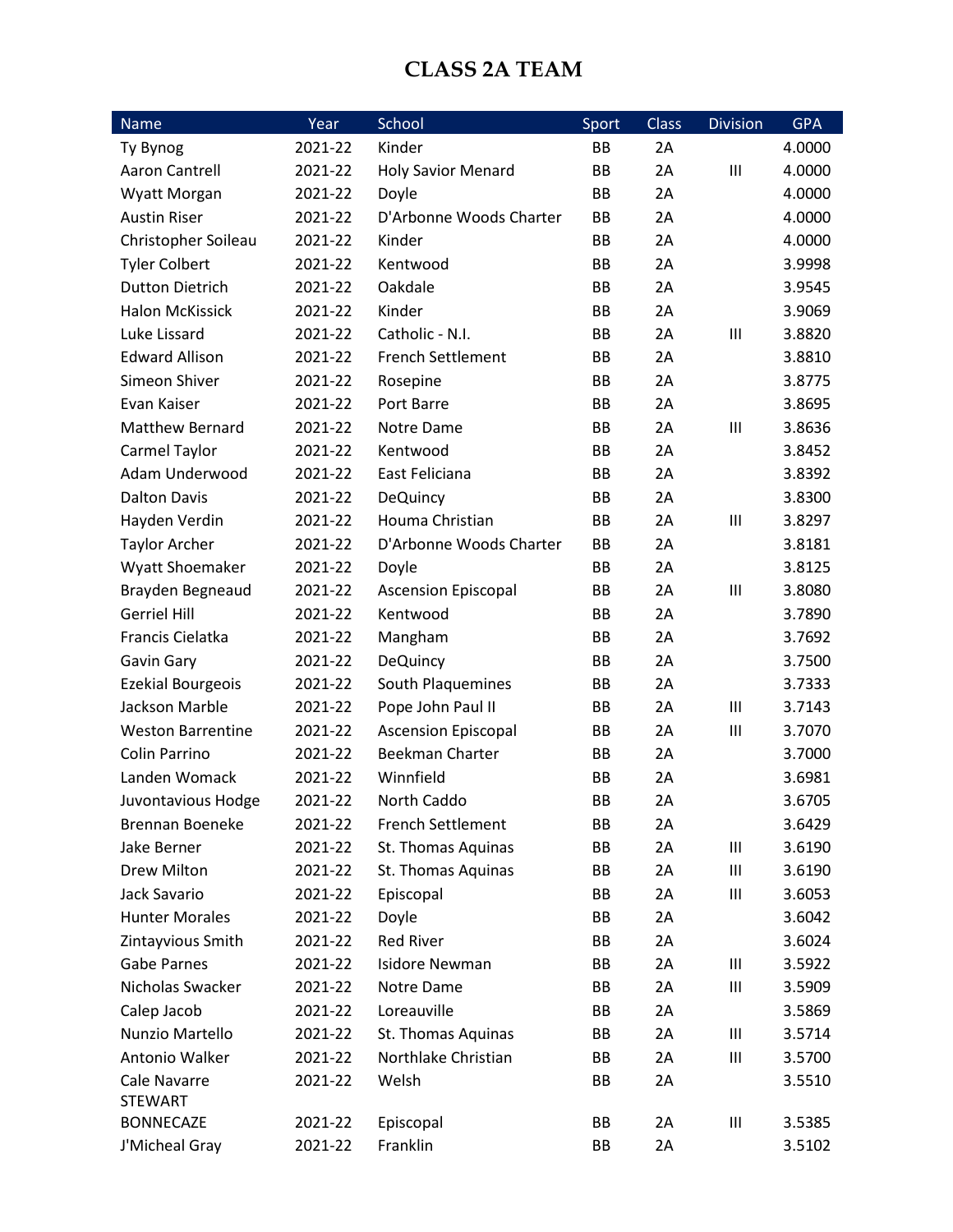# CLASS 2A TEAM

| Name | Year | School | Sport | Class | Division | GPA |
|---|---|---|---|---|---|---|
| Ty Bynog | 2021-22 | Kinder | BB | 2A | | 4.0000 |
| Aaron Cantrell | 2021-22 | Holy Savior Menard | BB | 2A | III | 4.0000 |
| Wyatt Morgan | 2021-22 | Doyle | BB | 2A | | 4.0000 |
| Austin Riser | 2021-22 | D'Arbonne Woods Charter | BB | 2A | | 4.0000 |
| Christopher Soileau | 2021-22 | Kinder | BB | 2A | | 4.0000 |
| Tyler Colbert | 2021-22 | Kentwood | BB | 2A | | 3.9998 |
| Dutton Dietrich | 2021-22 | Oakdale | BB | 2A | | 3.9545 |
| Halon McKissick | 2021-22 | Kinder | BB | 2A | | 3.9069 |
| Luke Lissard | 2021-22 | Catholic - N.I. | BB | 2A | III | 3.8820 |
| Edward Allison | 2021-22 | French Settlement | BB | 2A | | 3.8810 |
| Simeon Shiver | 2021-22 | Rosepine | BB | 2A | | 3.8775 |
| Evan Kaiser | 2021-22 | Port Barre | BB | 2A | | 3.8695 |
| Matthew Bernard | 2021-22 | Notre Dame | BB | 2A | III | 3.8636 |
| Carmel Taylor | 2021-22 | Kentwood | BB | 2A | | 3.8452 |
| Adam Underwood | 2021-22 | East Feliciana | BB | 2A | | 3.8392 |
| Dalton Davis | 2021-22 | DeQuincy | BB | 2A | | 3.8300 |
| Hayden Verdin | 2021-22 | Houma Christian | BB | 2A | III | 3.8297 |
| Taylor Archer | 2021-22 | D'Arbonne Woods Charter | BB | 2A | | 3.8181 |
| Wyatt Shoemaker | 2021-22 | Doyle | BB | 2A | | 3.8125 |
| Brayden Begneaud | 2021-22 | Ascension Episcopal | BB | 2A | III | 3.8080 |
| Gerriel Hill | 2021-22 | Kentwood | BB | 2A | | 3.7890 |
| Francis Cielatka | 2021-22 | Mangham | BB | 2A | | 3.7692 |
| Gavin Gary | 2021-22 | DeQuincy | BB | 2A | | 3.7500 |
| Ezekial Bourgeois | 2021-22 | South Plaquemines | BB | 2A | | 3.7333 |
| Jackson Marble | 2021-22 | Pope John Paul II | BB | 2A | III | 3.7143 |
| Weston Barrentine | 2021-22 | Ascension Episcopal | BB | 2A | III | 3.7070 |
| Colin Parrino | 2021-22 | Beekman Charter | BB | 2A | | 3.7000 |
| Landen Womack | 2021-22 | Winnfield | BB | 2A | | 3.6981 |
| Juvontavious Hodge | 2021-22 | North Caddo | BB | 2A | | 3.6705 |
| Brennan Boeneke | 2021-22 | French Settlement | BB | 2A | | 3.6429 |
| Jake Berner | 2021-22 | St. Thomas Aquinas | BB | 2A | III | 3.6190 |
| Drew Milton | 2021-22 | St. Thomas Aquinas | BB | 2A | III | 3.6190 |
| Jack Savario | 2021-22 | Episcopal | BB | 2A | III | 3.6053 |
| Hunter Morales | 2021-22 | Doyle | BB | 2A | | 3.6042 |
| Zintayvious Smith | 2021-22 | Red River | BB | 2A | | 3.6024 |
| Gabe Parnes | 2021-22 | Isidore Newman | BB | 2A | III | 3.5922 |
| Nicholas Swacker | 2021-22 | Notre Dame | BB | 2A | III | 3.5909 |
| Calep Jacob | 2021-22 | Loreauville | BB | 2A | | 3.5869 |
| Nunzio Martello | 2021-22 | St. Thomas Aquinas | BB | 2A | III | 3.5714 |
| Antonio Walker | 2021-22 | Northlake Christian | BB | 2A | III | 3.5700 |
| Cale Navarre | 2021-22 | Welsh | BB | 2A | | 3.5510 |
| STEWART BONNECAZE | 2021-22 | Episcopal | BB | 2A | III | 3.5385 |
| J'Micheal Gray | 2021-22 | Franklin | BB | 2A | | 3.5102 |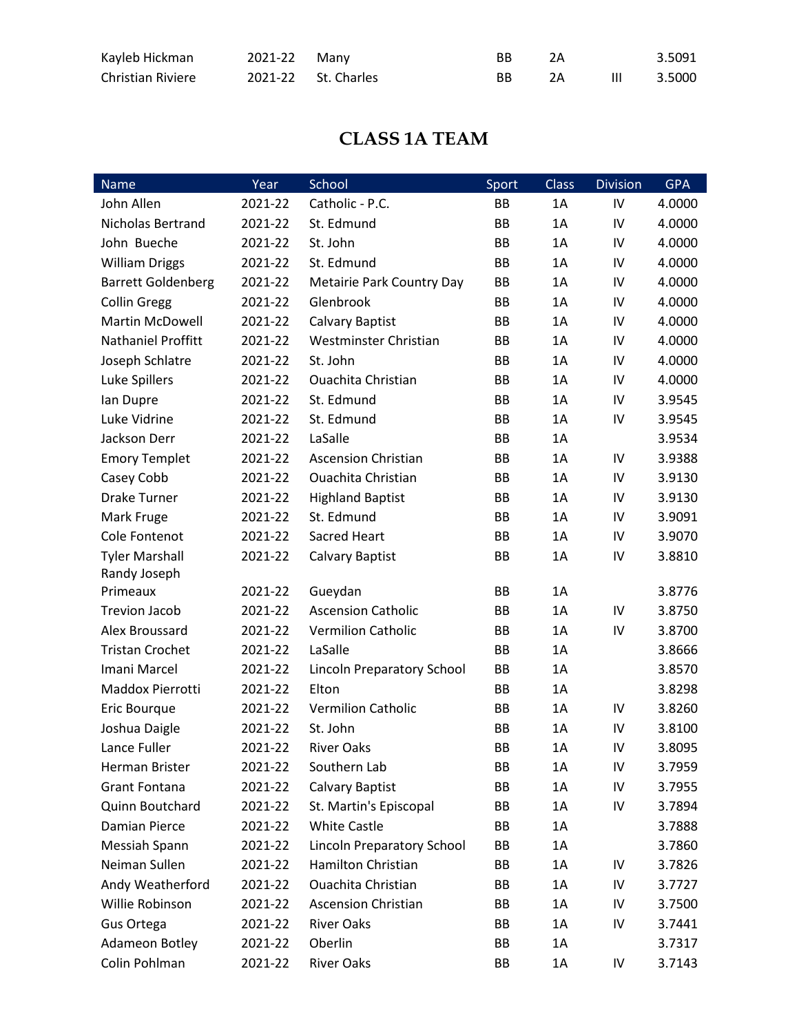| Kayleb Hickman | 2021-22 | Many | BB | 2A | | 3.5091 |
|---|---|---|---|---|---|---|
| Christian Riviere | 2021-22 | St. Charles | BB | 2A | III | 3.5000 |

## CLASS 1A TEAM

| Name | Year | School | Sport | Class | Division | GPA |
|---|---|---|---|---|---|---|
| John Allen | 2021-22 | Catholic - P.C. | BB | 1A | IV | 4.0000 |
| Nicholas Bertrand | 2021-22 | St. Edmund | BB | 1A | IV | 4.0000 |
| John Bueche | 2021-22 | St. John | BB | 1A | IV | 4.0000 |
| William Driggs | 2021-22 | St. Edmund | BB | 1A | IV | 4.0000 |
| Barrett Goldenberg | 2021-22 | Metairie Park Country Day | BB | 1A | IV | 4.0000 |
| Collin Gregg | 2021-22 | Glenbrook | BB | 1A | IV | 4.0000 |
| Martin McDowell | 2021-22 | Calvary Baptist | BB | 1A | IV | 4.0000 |
| Nathaniel Proffitt | 2021-22 | Westminster Christian | BB | 1A | IV | 4.0000 |
| Joseph Schlatre | 2021-22 | St. John | BB | 1A | IV | 4.0000 |
| Luke Spillers | 2021-22 | Ouachita Christian | BB | 1A | IV | 4.0000 |
| Ian Dupre | 2021-22 | St. Edmund | BB | 1A | IV | 3.9545 |
| Luke Vidrine | 2021-22 | St. Edmund | BB | 1A | IV | 3.9545 |
| Jackson Derr | 2021-22 | LaSalle | BB | 1A | | 3.9534 |
| Emory Templet | 2021-22 | Ascension Christian | BB | 1A | IV | 3.9388 |
| Casey Cobb | 2021-22 | Ouachita Christian | BB | 1A | IV | 3.9130 |
| Drake Turner | 2021-22 | Highland Baptist | BB | 1A | IV | 3.9130 |
| Mark Fruge | 2021-22 | St. Edmund | BB | 1A | IV | 3.9091 |
| Cole Fontenot | 2021-22 | Sacred Heart | BB | 1A | IV | 3.9070 |
| Tyler Marshall | 2021-22 | Calvary Baptist | BB | 1A | IV | 3.8810 |
| Randy Joseph Primeaux | 2021-22 | Gueydan | BB | 1A | | 3.8776 |
| Trevion Jacob | 2021-22 | Ascension Catholic | BB | 1A | IV | 3.8750 |
| Alex Broussard | 2021-22 | Vermilion Catholic | BB | 1A | IV | 3.8700 |
| Tristan Crochet | 2021-22 | LaSalle | BB | 1A | | 3.8666 |
| Imani Marcel | 2021-22 | Lincoln Preparatory School | BB | 1A | | 3.8570 |
| Maddox Pierrotti | 2021-22 | Elton | BB | 1A | | 3.8298 |
| Eric Bourque | 2021-22 | Vermilion Catholic | BB | 1A | IV | 3.8260 |
| Joshua Daigle | 2021-22 | St. John | BB | 1A | IV | 3.8100 |
| Lance Fuller | 2021-22 | River Oaks | BB | 1A | IV | 3.8095 |
| Herman Brister | 2021-22 | Southern Lab | BB | 1A | IV | 3.7959 |
| Grant Fontana | 2021-22 | Calvary Baptist | BB | 1A | IV | 3.7955 |
| Quinn Boutchard | 2021-22 | St. Martin's Episcopal | BB | 1A | IV | 3.7894 |
| Damian Pierce | 2021-22 | White Castle | BB | 1A | | 3.7888 |
| Messiah Spann | 2021-22 | Lincoln Preparatory School | BB | 1A | | 3.7860 |
| Neiman Sullen | 2021-22 | Hamilton Christian | BB | 1A | IV | 3.7826 |
| Andy Weatherford | 2021-22 | Ouachita Christian | BB | 1A | IV | 3.7727 |
| Willie Robinson | 2021-22 | Ascension Christian | BB | 1A | IV | 3.7500 |
| Gus Ortega | 2021-22 | River Oaks | BB | 1A | IV | 3.7441 |
| Adameon Botley | 2021-22 | Oberlin | BB | 1A | | 3.7317 |
| Colin Pohlman | 2021-22 | River Oaks | BB | 1A | IV | 3.7143 |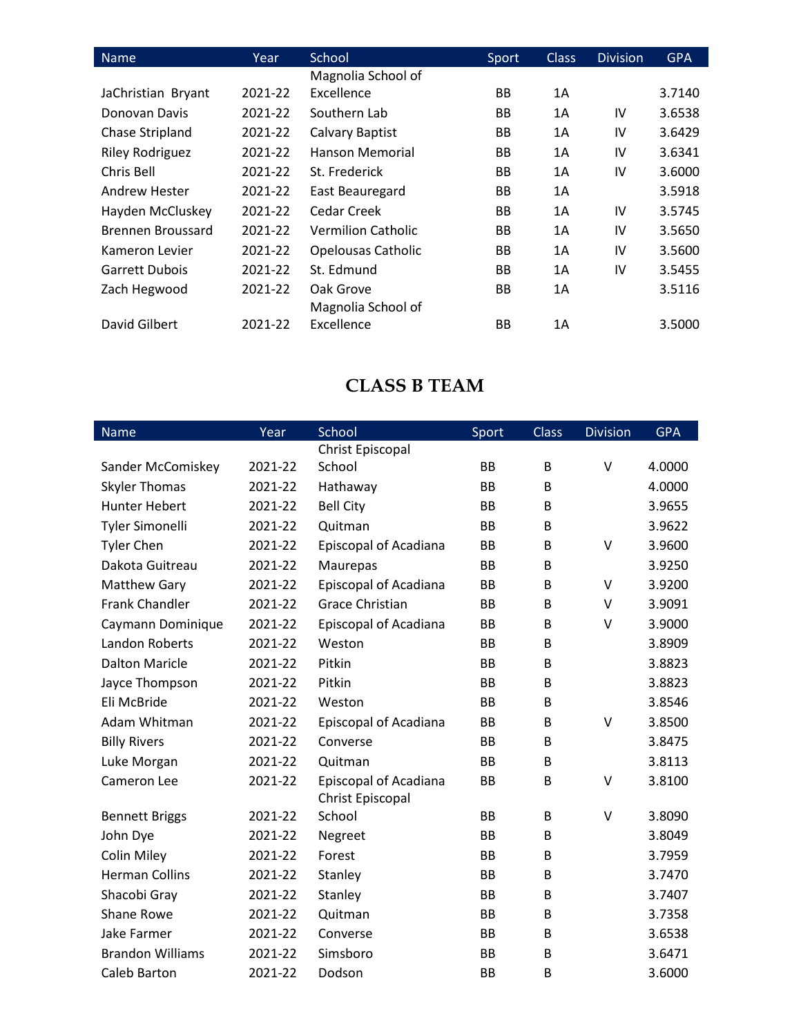| Name | Year | School | Sport | Class | Division | GPA |
|---|---|---|---|---|---|---|
| JaChristian Bryant | 2021-22 | Magnolia School of Excellence | BB | 1A | | 3.7140 |
| Donovan Davis | 2021-22 | Southern Lab | BB | 1A | IV | 3.6538 |
| Chase Stripland | 2021-22 | Calvary Baptist | BB | 1A | IV | 3.6429 |
| Riley Rodriguez | 2021-22 | Hanson Memorial | BB | 1A | IV | 3.6341 |
| Chris Bell | 2021-22 | St. Frederick | BB | 1A | IV | 3.6000 |
| Andrew Hester | 2021-22 | East Beauregard | BB | 1A | | 3.5918 |
| Hayden McCluskey | 2021-22 | Cedar Creek | BB | 1A | IV | 3.5745 |
| Brennen Broussard | 2021-22 | Vermilion Catholic | BB | 1A | IV | 3.5650 |
| Kameron Levier | 2021-22 | Opelousas Catholic | BB | 1A | IV | 3.5600 |
| Garrett Dubois | 2021-22 | St. Edmund | BB | 1A | IV | 3.5455 |
| Zach Hegwood | 2021-22 | Oak Grove | BB | 1A | | 3.5116 |
| David Gilbert | 2021-22 | Magnolia School of Excellence | BB | 1A | | 3.5000 |

# CLASS B TEAM

| Name | Year | School | Sport | Class | Division | GPA |
|---|---|---|---|---|---|---|
| Sander McComiskey | 2021-22 | Christ Episcopal School | BB | B | V | 4.0000 |
| Skyler Thomas | 2021-22 | Hathaway | BB | B | | 4.0000 |
| Hunter Hebert | 2021-22 | Bell City | BB | B | | 3.9655 |
| Tyler Simonelli | 2021-22 | Quitman | BB | B | | 3.9622 |
| Tyler Chen | 2021-22 | Episcopal of Acadiana | BB | B | V | 3.9600 |
| Dakota Guitreau | 2021-22 | Maurepas | BB | B | | 3.9250 |
| Matthew Gary | 2021-22 | Episcopal of Acadiana | BB | B | V | 3.9200 |
| Frank Chandler | 2021-22 | Grace Christian | BB | B | V | 3.9091 |
| Caymann Dominique | 2021-22 | Episcopal of Acadiana | BB | B | V | 3.9000 |
| Landon Roberts | 2021-22 | Weston | BB | B | | 3.8909 |
| Dalton Maricle | 2021-22 | Pitkin | BB | B | | 3.8823 |
| Jayce Thompson | 2021-22 | Pitkin | BB | B | | 3.8823 |
| Eli McBride | 2021-22 | Weston | BB | B | | 3.8546 |
| Adam Whitman | 2021-22 | Episcopal of Acadiana | BB | B | V | 3.8500 |
| Billy Rivers | 2021-22 | Converse | BB | B | | 3.8475 |
| Luke Morgan | 2021-22 | Quitman | BB | B | | 3.8113 |
| Cameron Lee | 2021-22 | Episcopal of Acadiana | BB | B | V | 3.8100 |
| Bennett Briggs | 2021-22 | Christ Episcopal School | BB | B | V | 3.8090 |
| John Dye | 2021-22 | Negreet | BB | B | | 3.8049 |
| Colin Miley | 2021-22 | Forest | BB | B | | 3.7959 |
| Herman Collins | 2021-22 | Stanley | BB | B | | 3.7470 |
| Shacobi Gray | 2021-22 | Stanley | BB | B | | 3.7407 |
| Shane Rowe | 2021-22 | Quitman | BB | B | | 3.7358 |
| Jake Farmer | 2021-22 | Converse | BB | B | | 3.6538 |
| Brandon Williams | 2021-22 | Simsboro | BB | B | | 3.6471 |
| Caleb Barton | 2021-22 | Dodson | BB | B | | 3.6000 |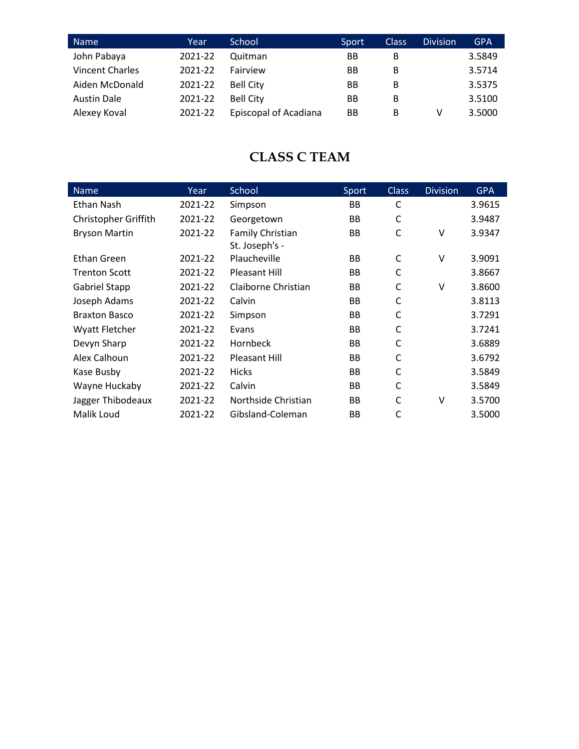| Name | Year | School | Sport | Class | Division | GPA |
|---|---|---|---|---|---|---|
| John Pabaya | 2021-22 | Quitman | BB | B | | 3.5849 |
| Vincent Charles | 2021-22 | Fairview | BB | B | | 3.5714 |
| Aiden McDonald | 2021-22 | Bell City | BB | B | | 3.5375 |
| Austin Dale | 2021-22 | Bell City | BB | B | | 3.5100 |
| Alexey Koval | 2021-22 | Episcopal of Acadiana | BB | B | V | 3.5000 |

## CLASS C TEAM

| Name | Year | School | Sport | Class | Division | GPA |
|---|---|---|---|---|---|---|
| Ethan Nash | 2021-22 | Simpson | BB | C | | 3.9615 |
| Christopher Griffith | 2021-22 | Georgetown | BB | C | | 3.9487 |
| Bryson Martin | 2021-22 | Family Christian | BB | C | V | 3.9347 |
| Ethan Green | 2021-22 | St. Joseph's - Plaucheville | BB | C | V | 3.9091 |
| Trenton Scott | 2021-22 | Pleasant Hill | BB | C | | 3.8667 |
| Gabriel Stapp | 2021-22 | Claiborne Christian | BB | C | V | 3.8600 |
| Joseph Adams | 2021-22 | Calvin | BB | C | | 3.8113 |
| Braxton Basco | 2021-22 | Simpson | BB | C | | 3.7291 |
| Wyatt Fletcher | 2021-22 | Evans | BB | C | | 3.7241 |
| Devyn Sharp | 2021-22 | Hornbeck | BB | C | | 3.6889 |
| Alex Calhoun | 2021-22 | Pleasant Hill | BB | C | | 3.6792 |
| Kase Busby | 2021-22 | Hicks | BB | C | | 3.5849 |
| Wayne Huckaby | 2021-22 | Calvin | BB | C | | 3.5849 |
| Jagger Thibodeaux | 2021-22 | Northside Christian | BB | C | V | 3.5700 |
| Malik Loud | 2021-22 | Gibsland-Coleman | BB | C | | 3.5000 |